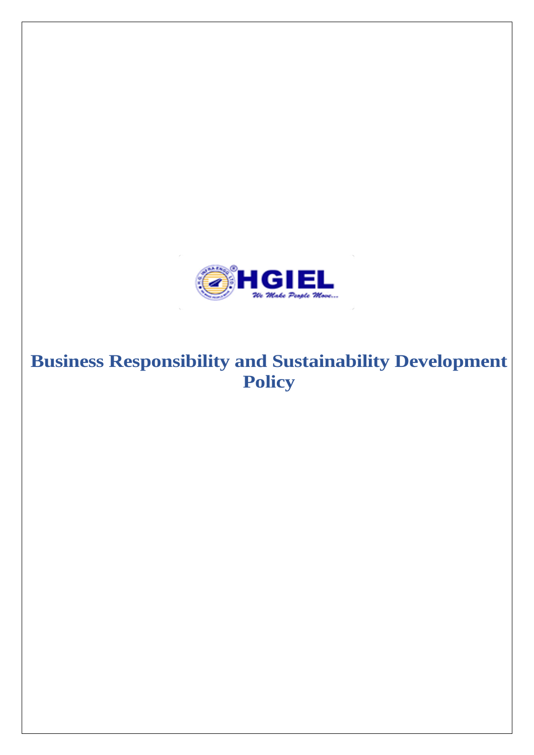# Business Responsibility and Sustainability Development Policy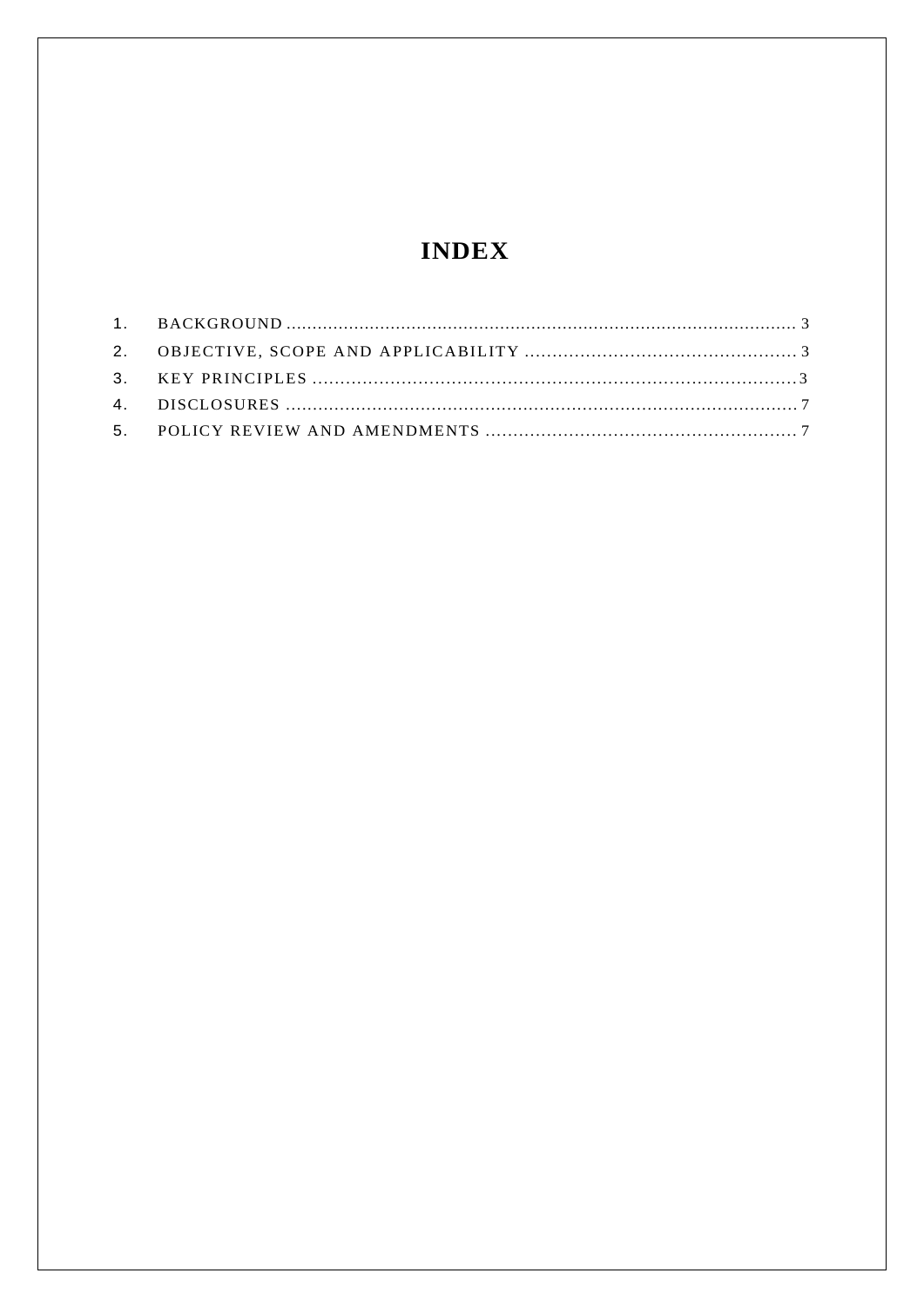# INDEX

1. BACKGROUND ........................................................................................................ 3
2. OBJECTIVE, SCOPE AND APPLICABILITY ................................................ 3
3. KEY PRINCIPLES ..............................................................................................3
4. DISCLOSURES .................................................................................................... 7
5. POLICY REVIEW AND AMENDMENTS ......................................................... 7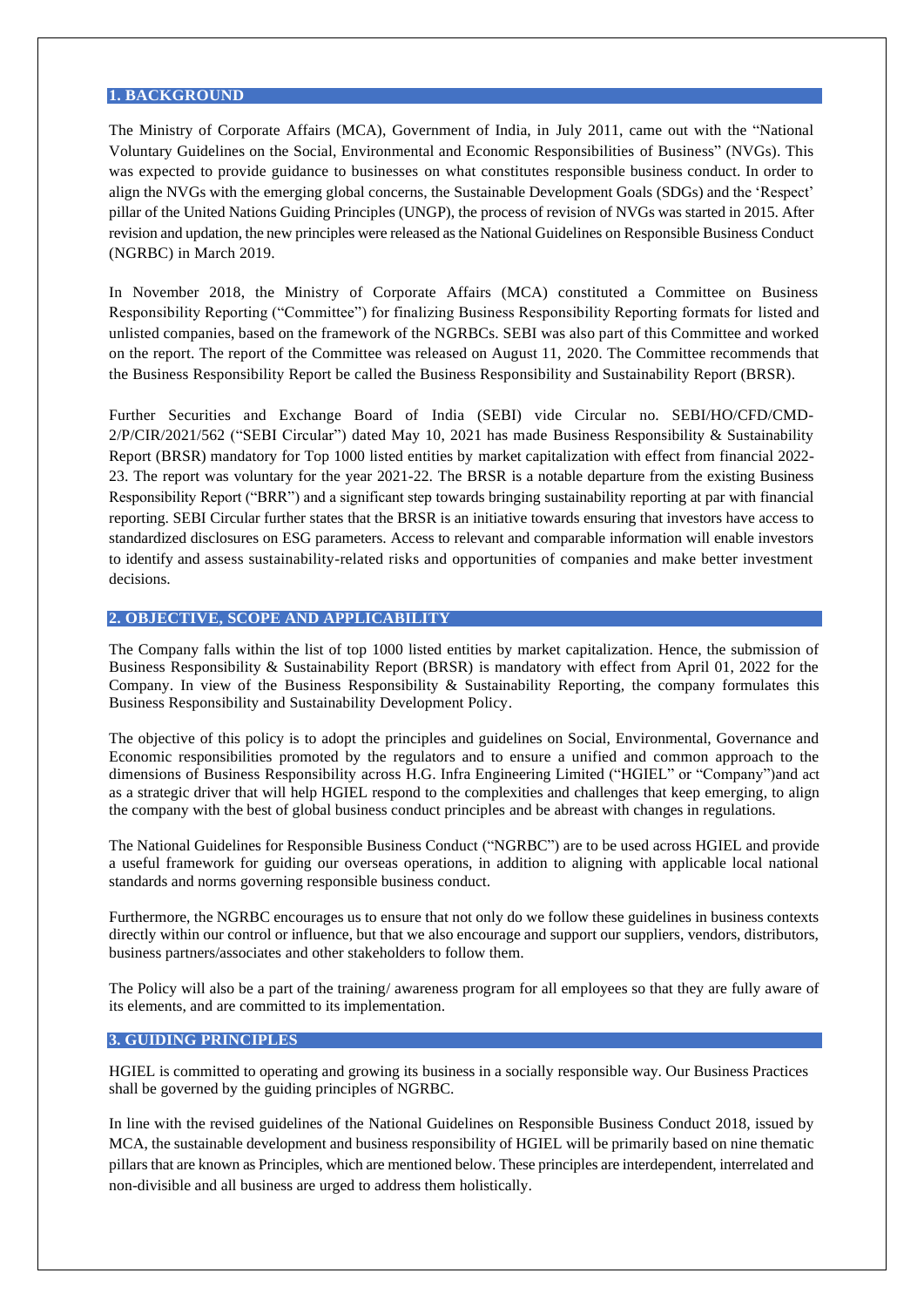## 1. BACKGROUND

The Ministry of Corporate Affairs (MCA), Government of India, in July 2011, came out with the "National Voluntary Guidelines on the Social, Environmental and Economic Responsibilities of Business" (NVGs). This was expected to provide guidance to businesses on what constitutes responsible business conduct. In order to align the NVGs with the emerging global concerns, the Sustainable Development Goals (SDGs) and the 'Respect' pillar of the United Nations Guiding Principles (UNGP), the process of revision of NVGs was started in 2015. After revision and updation, the new principles were released as the National Guidelines on Responsible Business Conduct (NGRBC) in March 2019.

In November 2018, the Ministry of Corporate Affairs (MCA) constituted a Committee on Business Responsibility Reporting ("Committee") for finalizing Business Responsibility Reporting formats for listed and unlisted companies, based on the framework of the NGRBCs. SEBI was also part of this Committee and worked on the report. The report of the Committee was released on August 11, 2020. The Committee recommends that the Business Responsibility Report be called the Business Responsibility and Sustainability Report (BRSR).

Further Securities and Exchange Board of India (SEBI) vide Circular no. SEBI/HO/CFD/CMD-2/P/CIR/2021/562 ("SEBI Circular") dated May 10, 2021 has made Business Responsibility & Sustainability Report (BRSR) mandatory for Top 1000 listed entities by market capitalization with effect from financial 2022-23. The report was voluntary for the year 2021-22. The BRSR is a notable departure from the existing Business Responsibility Report ("BRR") and a significant step towards bringing sustainability reporting at par with financial reporting. SEBI Circular further states that the BRSR is an initiative towards ensuring that investors have access to standardized disclosures on ESG parameters. Access to relevant and comparable information will enable investors to identify and assess sustainability-related risks and opportunities of companies and make better investment decisions.

## 2. OBJECTIVE, SCOPE AND APPLICABILITY

The Company falls within the list of top 1000 listed entities by market capitalization. Hence, the submission of Business Responsibility & Sustainability Report (BRSR) is mandatory with effect from April 01, 2022 for the Company. In view of the Business Responsibility & Sustainability Reporting, the company formulates this Business Responsibility and Sustainability Development Policy.

The objective of this policy is to adopt the principles and guidelines on Social, Environmental, Governance and Economic responsibilities promoted by the regulators and to ensure a unified and common approach to the dimensions of Business Responsibility across H.G. Infra Engineering Limited ("HGIEL" or "Company")and act as a strategic driver that will help HGIEL respond to the complexities and challenges that keep emerging, to align the company with the best of global business conduct principles and be abreast with changes in regulations.

The National Guidelines for Responsible Business Conduct ("NGRBC") are to be used across HGIEL and provide a useful framework for guiding our overseas operations, in addition to aligning with applicable local national standards and norms governing responsible business conduct.

Furthermore, the NGRBC encourages us to ensure that not only do we follow these guidelines in business contexts directly within our control or influence, but that we also encourage and support our suppliers, vendors, distributors, business partners/associates and other stakeholders to follow them.

The Policy will also be a part of the training/ awareness program for all employees so that they are fully aware of its elements, and are committed to its implementation.

## 3. GUIDING PRINCIPLES

HGIEL is committed to operating and growing its business in a socially responsible way. Our Business Practices shall be governed by the guiding principles of NGRBC.

In line with the revised guidelines of the National Guidelines on Responsible Business Conduct 2018, issued by MCA, the sustainable development and business responsibility of HGIEL will be primarily based on nine thematic pillars that are known as Principles, which are mentioned below. These principles are interdependent, interrelated and non-divisible and all business are urged to address them holistically.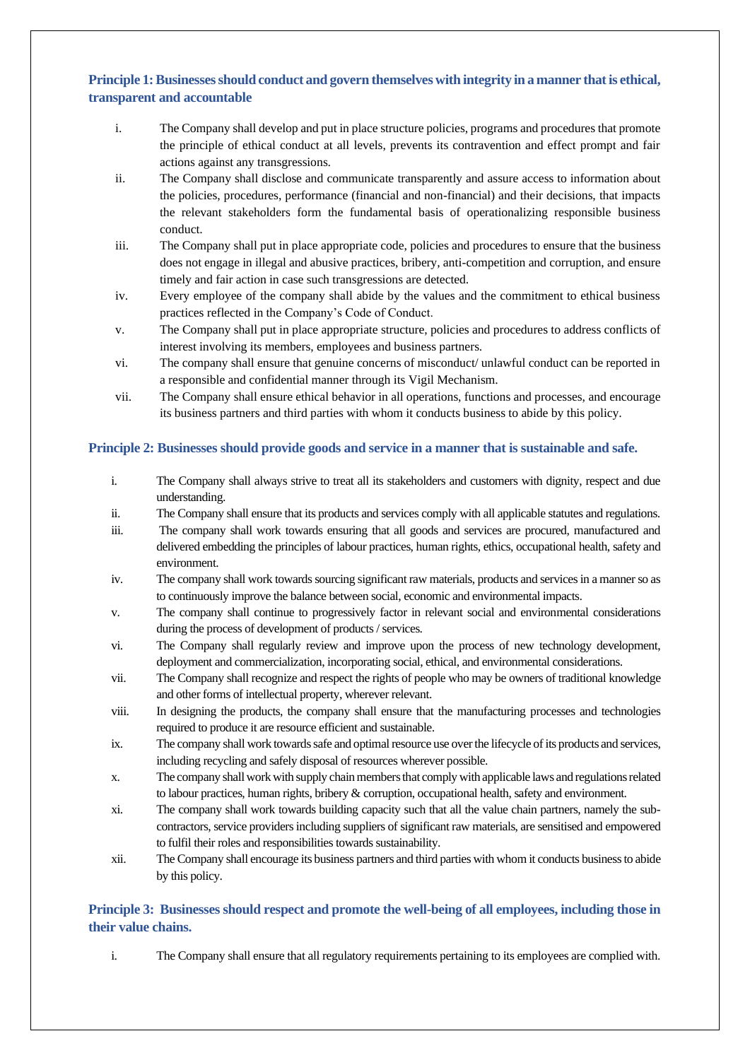## Principle 1: Businesses should conduct and govern themselves with integrity in a manner that is ethical, transparent and accountable

i. The Company shall develop and put in place structure policies, programs and procedures that promote the principle of ethical conduct at all levels, prevents its contravention and effect prompt and fair actions against any transgressions.

ii. The Company shall disclose and communicate transparently and assure access to information about the policies, procedures, performance (financial and non-financial) and their decisions, that impacts the relevant stakeholders form the fundamental basis of operationalizing responsible business conduct.

iii. The Company shall put in place appropriate code, policies and procedures to ensure that the business does not engage in illegal and abusive practices, bribery, anti-competition and corruption, and ensure timely and fair action in case such transgressions are detected.

iv. Every employee of the company shall abide by the values and the commitment to ethical business practices reflected in the Company's Code of Conduct.

v. The Company shall put in place appropriate structure, policies and procedures to address conflicts of interest involving its members, employees and business partners.

vi. The company shall ensure that genuine concerns of misconduct/ unlawful conduct can be reported in a responsible and confidential manner through its Vigil Mechanism.

vii. The Company shall ensure ethical behavior in all operations, functions and processes, and encourage its business partners and third parties with whom it conducts business to abide by this policy.

## Principle 2: Businesses should provide goods and service in a manner that is sustainable and safe.

i. The Company shall always strive to treat all its stakeholders and customers with dignity, respect and due understanding.

ii. The Company shall ensure that its products and services comply with all applicable statutes and regulations.

iii. The company shall work towards ensuring that all goods and services are procured, manufactured and delivered embedding the principles of labour practices, human rights, ethics, occupational health, safety and environment.

iv. The company shall work towards sourcing significant raw materials, products and services in a manner so as to continuously improve the balance between social, economic and environmental impacts.

v. The company shall continue to progressively factor in relevant social and environmental considerations during the process of development of products / services.

vi. The Company shall regularly review and improve upon the process of new technology development, deployment and commercialization, incorporating social, ethical, and environmental considerations.

vii. The Company shall recognize and respect the rights of people who may be owners of traditional knowledge and other forms of intellectual property, wherever relevant.

viii. In designing the products, the company shall ensure that the manufacturing processes and technologies required to produce it are resource efficient and sustainable.

ix. The company shall work towards safe and optimal resource use over the lifecycle of its products and services, including recycling and safely disposal of resources wherever possible.

x. The company shall work with supply chain members that comply with applicable laws and regulations related to labour practices, human rights, bribery & corruption, occupational health, safety and environment.

xi. The company shall work towards building capacity such that all the value chain partners, namely the sub-contractors, service providers including suppliers of significant raw materials, are sensitised and empowered to fulfil their roles and responsibilities towards sustainability.

xii. The Company shall encourage its business partners and third parties with whom it conducts business to abide by this policy.

## Principle 3: Businesses should respect and promote the well-being of all employees, including those in their value chains.

i. The Company shall ensure that all regulatory requirements pertaining to its employees are complied with.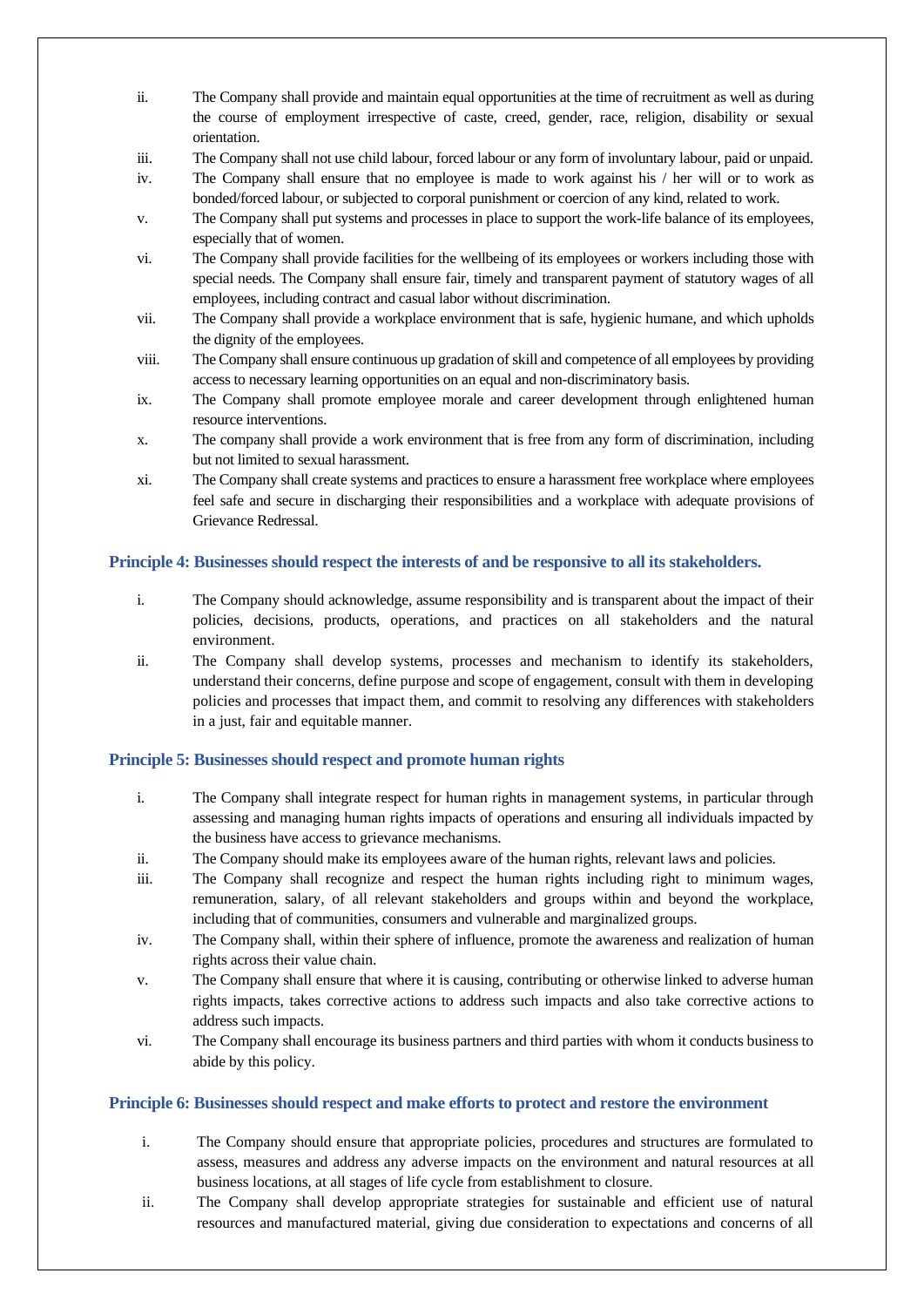ii. The Company shall provide and maintain equal opportunities at the time of recruitment as well as during the course of employment irrespective of caste, creed, gender, race, religion, disability or sexual orientation.

iii. The Company shall not use child labour, forced labour or any form of involuntary labour, paid or unpaid.

iv. The Company shall ensure that no employee is made to work against his / her will or to work as bonded/forced labour, or subjected to corporal punishment or coercion of any kind, related to work.

v. The Company shall put systems and processes in place to support the work-life balance of its employees, especially that of women.

vi. The Company shall provide facilities for the wellbeing of its employees or workers including those with special needs. The Company shall ensure fair, timely and transparent payment of statutory wages of all employees, including contract and casual labor without discrimination.

vii. The Company shall provide a workplace environment that is safe, hygienic humane, and which upholds the dignity of the employees.

viii. The Company shall ensure continuous up gradation of skill and competence of all employees by providing access to necessary learning opportunities on an equal and non-discriminatory basis.

ix. The Company shall promote employee morale and career development through enlightened human resource interventions.

x. The company shall provide a work environment that is free from any form of discrimination, including but not limited to sexual harassment.

xi. The Company shall create systems and practices to ensure a harassment free workplace where employees feel safe and secure in discharging their responsibilities and a workplace with adequate provisions of Grievance Redressal.

### Principle 4: Businesses should respect the interests of and be responsive to all its stakeholders.

i. The Company should acknowledge, assume responsibility and is transparent about the impact of their policies, decisions, products, operations, and practices on all stakeholders and the natural environment.

ii. The Company shall develop systems, processes and mechanism to identify its stakeholders, understand their concerns, define purpose and scope of engagement, consult with them in developing policies and processes that impact them, and commit to resolving any differences with stakeholders in a just, fair and equitable manner.

### Principle 5: Businesses should respect and promote human rights

i. The Company shall integrate respect for human rights in management systems, in particular through assessing and managing human rights impacts of operations and ensuring all individuals impacted by the business have access to grievance mechanisms.

ii. The Company should make its employees aware of the human rights, relevant laws and policies.

iii. The Company shall recognize and respect the human rights including right to minimum wages, remuneration, salary, of all relevant stakeholders and groups within and beyond the workplace, including that of communities, consumers and vulnerable and marginalized groups.

iv. The Company shall, within their sphere of influence, promote the awareness and realization of human rights across their value chain.

v. The Company shall ensure that where it is causing, contributing or otherwise linked to adverse human rights impacts, takes corrective actions to address such impacts and also take corrective actions to address such impacts.

vi. The Company shall encourage its business partners and third parties with whom it conducts business to abide by this policy.

### Principle 6: Businesses should respect and make efforts to protect and restore the environment

i. The Company should ensure that appropriate policies, procedures and structures are formulated to assess, measures and address any adverse impacts on the environment and natural resources at all business locations, at all stages of life cycle from establishment to closure.

ii. The Company shall develop appropriate strategies for sustainable and efficient use of natural resources and manufactured material, giving due consideration to expectations and concerns of all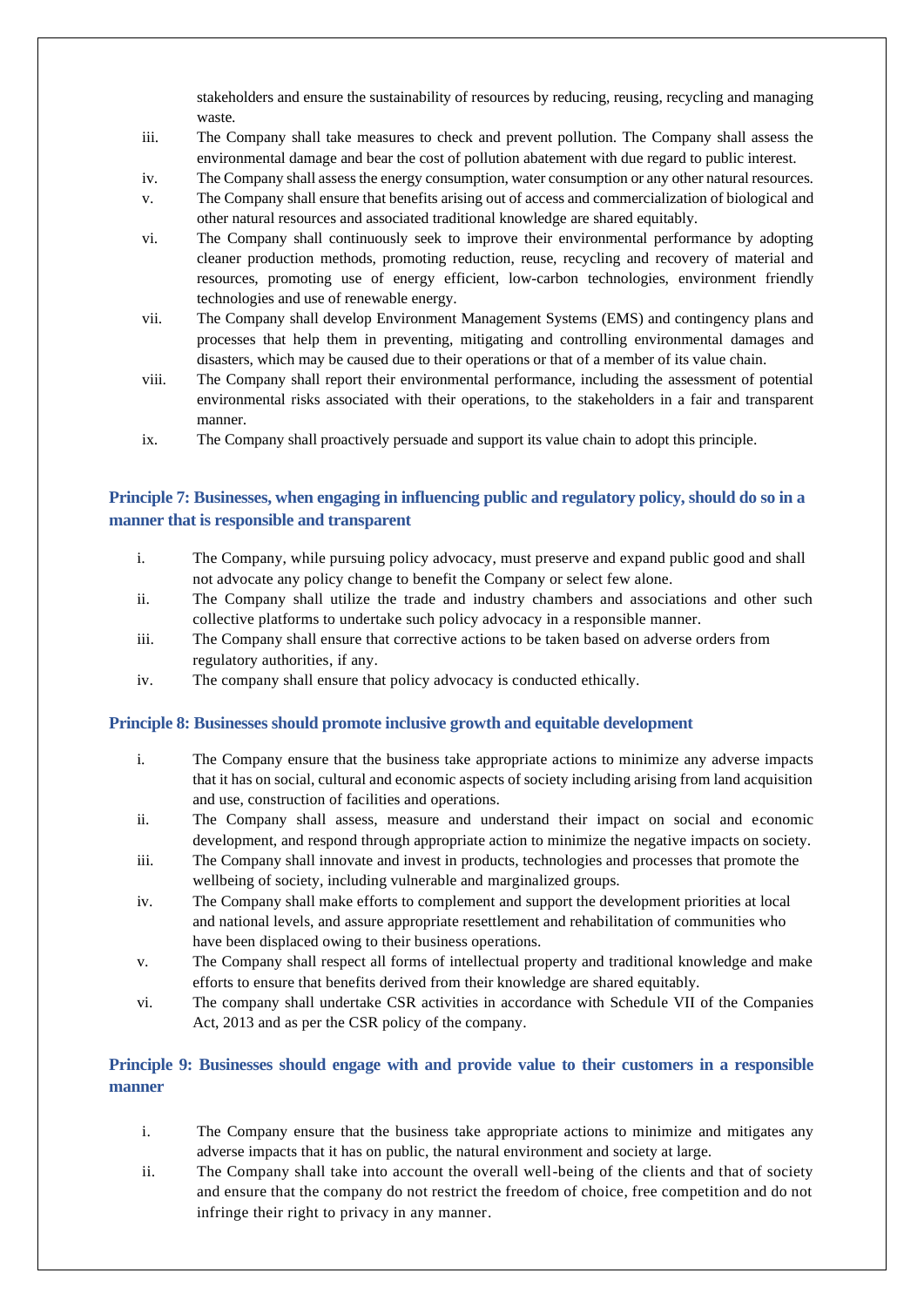stakeholders and ensure the sustainability of resources by reducing, reusing, recycling and managing waste.

iii. The Company shall take measures to check and prevent pollution. The Company shall assess the environmental damage and bear the cost of pollution abatement with due regard to public interest.

iv. The Company shall assess the energy consumption, water consumption or any other natural resources.

v. The Company shall ensure that benefits arising out of access and commercialization of biological and other natural resources and associated traditional knowledge are shared equitably.

vi. The Company shall continuously seek to improve their environmental performance by adopting cleaner production methods, promoting reduction, reuse, recycling and recovery of material and resources, promoting use of energy efficient, low-carbon technologies, environment friendly technologies and use of renewable energy.

vii. The Company shall develop Environment Management Systems (EMS) and contingency plans and processes that help them in preventing, mitigating and controlling environmental damages and disasters, which may be caused due to their operations or that of a member of its value chain.

viii. The Company shall report their environmental performance, including the assessment of potential environmental risks associated with their operations, to the stakeholders in a fair and transparent manner.

ix. The Company shall proactively persuade and support its value chain to adopt this principle.

### Principle 7: Businesses, when engaging in influencing public and regulatory policy, should do so in a manner that is responsible and transparent

i. The Company, while pursuing policy advocacy, must preserve and expand public good and shall not advocate any policy change to benefit the Company or select few alone.

ii. The Company shall utilize the trade and industry chambers and associations and other such collective platforms to undertake such policy advocacy in a responsible manner.

iii. The Company shall ensure that corrective actions to be taken based on adverse orders from regulatory authorities, if any.

iv. The company shall ensure that policy advocacy is conducted ethically.

### Principle 8: Businesses should promote inclusive growth and equitable development

i. The Company ensure that the business take appropriate actions to minimize any adverse impacts that it has on social, cultural and economic aspects of society including arising from land acquisition and use, construction of facilities and operations.

ii. The Company shall assess, measure and understand their impact on social and economic development, and respond through appropriate action to minimize the negative impacts on society.

iii. The Company shall innovate and invest in products, technologies and processes that promote the wellbeing of society, including vulnerable and marginalized groups.

iv. The Company shall make efforts to complement and support the development priorities at local and national levels, and assure appropriate resettlement and rehabilitation of communities who have been displaced owing to their business operations.

v. The Company shall respect all forms of intellectual property and traditional knowledge and make efforts to ensure that benefits derived from their knowledge are shared equitably.

vi. The company shall undertake CSR activities in accordance with Schedule VII of the Companies Act, 2013 and as per the CSR policy of the company.

### Principle 9: Businesses should engage with and provide value to their customers in a responsible manner

i. The Company ensure that the business take appropriate actions to minimize and mitigates any adverse impacts that it has on public, the natural environment and society at large.

ii. The Company shall take into account the overall well-being of the clients and that of society and ensure that the company do not restrict the freedom of choice, free competition and do not infringe their right to privacy in any manner.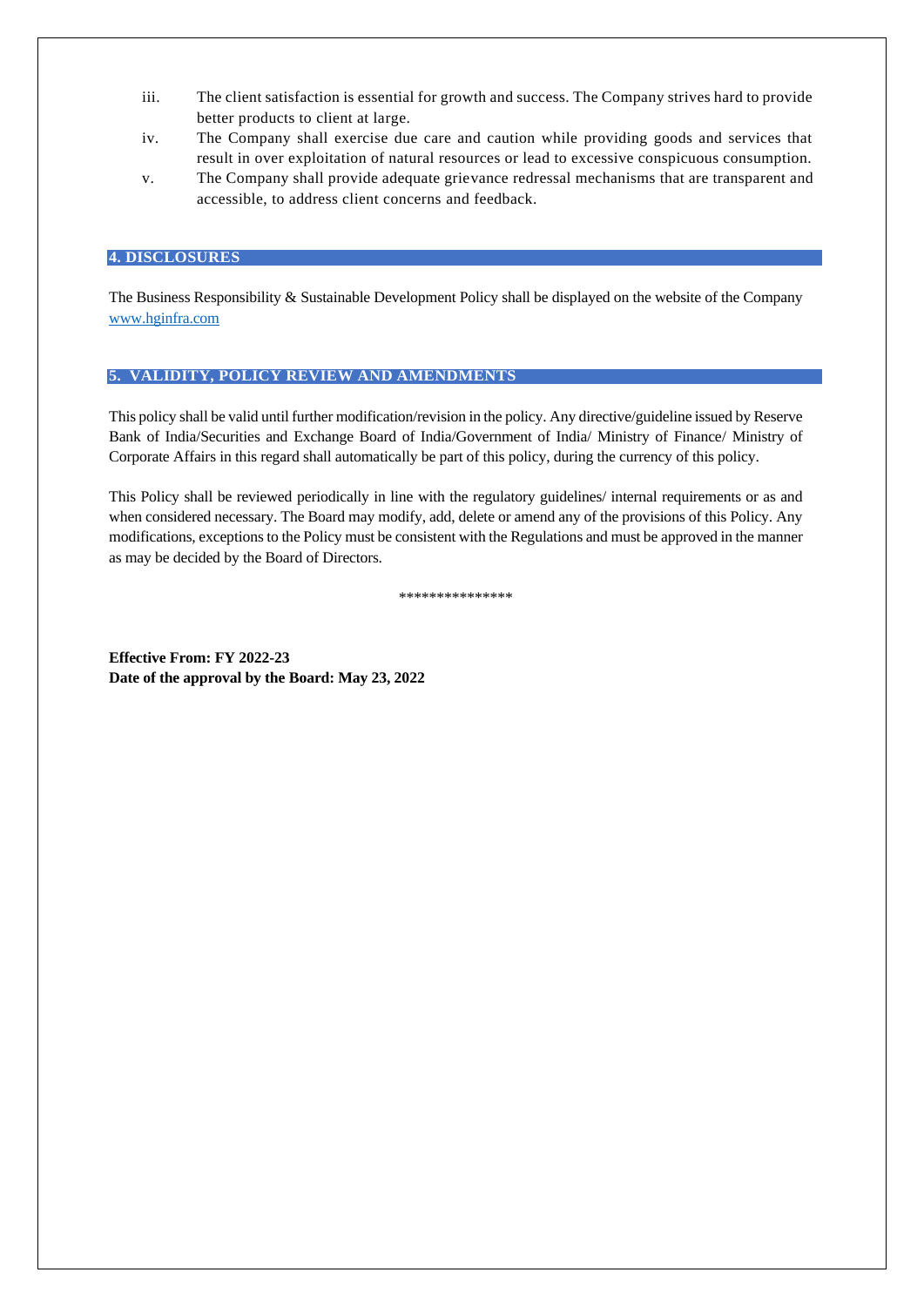iii. The client satisfaction is essential for growth and success. The Company strives hard to provide better products to client at large.

iv. The Company shall exercise due care and caution while providing goods and services that result in over exploitation of natural resources or lead to excessive conspicuous consumption.

v. The Company shall provide adequate grievance redressal mechanisms that are transparent and accessible, to address client concerns and feedback.

## 4. DISCLOSURES

The Business Responsibility & Sustainable Development Policy shall be displayed on the website of the Company www.hginfra.com

## 5. VALIDITY, POLICY REVIEW AND AMENDMENTS

This policy shall be valid until further modification/revision in the policy. Any directive/guideline issued by Reserve Bank of India/Securities and Exchange Board of India/Government of India/ Ministry of Finance/ Ministry of Corporate Affairs in this regard shall automatically be part of this policy, during the currency of this policy.

This Policy shall be reviewed periodically in line with the regulatory guidelines/ internal requirements or as and when considered necessary. The Board may modify, add, delete or amend any of the provisions of this Policy. Any modifications, exceptions to the Policy must be consistent with the Regulations and must be approved in the manner as may be decided by the Board of Directors.

***************

**Effective From: FY 2022-23**
**Date of the approval by the Board: May 23, 2022**